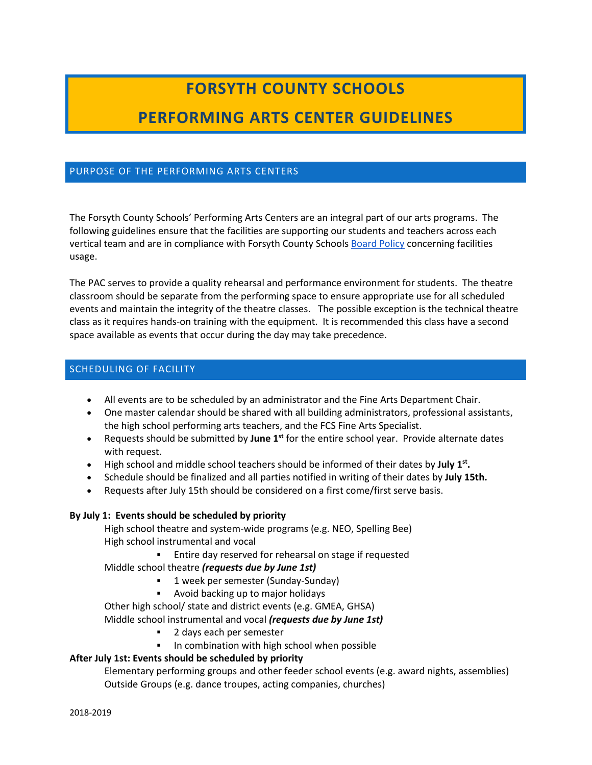# FORSYTH COUNTY SCHOOLS

# PERFORMING ARTS CENTER GUIDELINES

## PURPOSE OF THE PERFORMING ARTS CENTERS

The Forsyth County Schools' Performing Arts Centers are an integral part of our arts programs. The following guidelines ensure that the facilities are supporting our students and teachers across each vertical team and are in compliance with Forsyth County Schools Board Policy concerning facilities usage.

The PAC serves to provide a quality rehearsal and performance environment for students. The theatre classroom should be separate from the performing space to ensure appropriate use for all scheduled events and maintain the integrity of the theatre classes. The possible exception is the technical theatre class as it requires hands-on training with the equipment. It is recommended this class have a second space available as events that occur during the day may take precedence.

## SCHEDULING OF FACILITY

- All events are to be scheduled by an administrator and the Fine Arts Department Chair.
- One master calendar should be shared with all building administrators, professional assistants, the high school performing arts teachers, and the FCS Fine Arts Specialist.
- Requests should be submitted by **June 1st** for the entire school year. Provide alternate dates with request.
- High school and middle school teachers should be informed of their dates by **July 1st.**
- Schedule should be finalized and all parties notified in writing of their dates by **July 15th.**
- Requests after July 15th should be considered on a first come/first serve basis.

**By July 1: Events should be scheduled by priority**

High school theatre and system-wide programs (e.g. NEO, Spelling Bee)

High school instrumental and vocal

- Entire day reserved for rehearsal on stage if requested

Middle school theatre ***(requests due by June 1st)***

- 1 week per semester (Sunday-Sunday)
- Avoid backing up to major holidays

Other high school/ state and district events (e.g. GMEA, GHSA)

Middle school instrumental and vocal ***(requests due by June 1st)***

- 2 days each per semester
- In combination with high school when possible

**After July 1st: Events should be scheduled by priority**

Elementary performing groups and other feeder school events (e.g. award nights, assemblies)

Outside Groups (e.g. dance troupes, acting companies, churches)

2018-2019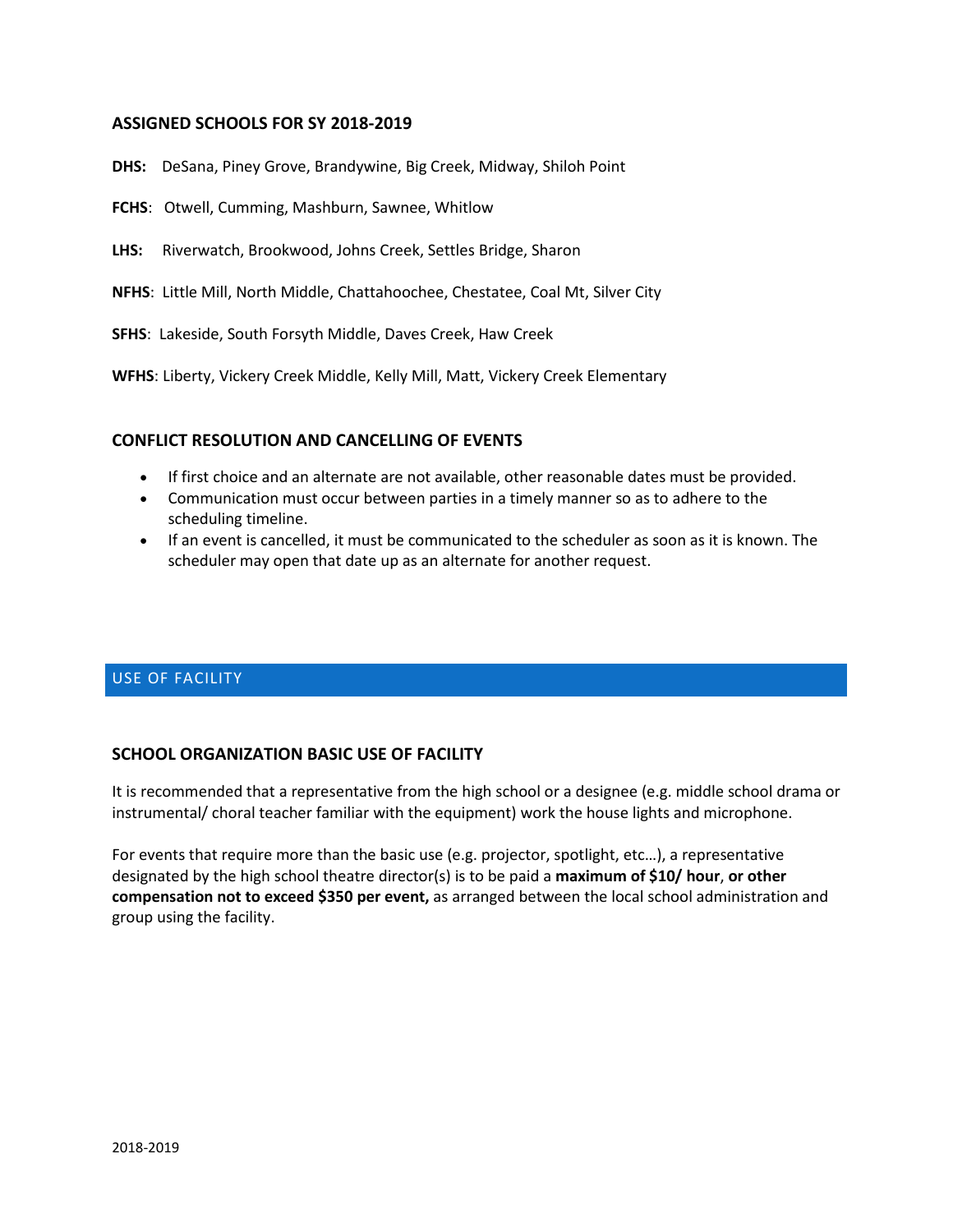### ASSIGNED SCHOOLS FOR SY 2018-2019

**DHS:** DeSana, Piney Grove, Brandywine, Big Creek, Midway, Shiloh Point

**FCHS**: Otwell, Cumming, Mashburn, Sawnee, Whitlow

**LHS:** Riverwatch, Brookwood, Johns Creek, Settles Bridge, Sharon

**NFHS**: Little Mill, North Middle, Chattahoochee, Chestatee, Coal Mt, Silver City

**SFHS**: Lakeside, South Forsyth Middle, Daves Creek, Haw Creek

**WFHS**: Liberty, Vickery Creek Middle, Kelly Mill, Matt, Vickery Creek Elementary

### CONFLICT RESOLUTION AND CANCELLING OF EVENTS

- If first choice and an alternate are not available, other reasonable dates must be provided.
- Communication must occur between parties in a timely manner so as to adhere to the scheduling timeline.
- If an event is cancelled, it must be communicated to the scheduler as soon as it is known. The scheduler may open that date up as an alternate for another request.

## USE OF FACILITY

### SCHOOL ORGANIZATION BASIC USE OF FACILITY

It is recommended that a representative from the high school or a designee (e.g. middle school drama or instrumental/ choral teacher familiar with the equipment) work the house lights and microphone.

For events that require more than the basic use (e.g. projector, spotlight, etc…), a representative designated by the high school theatre director(s) is to be paid a **maximum of $10/ hour**, **or other compensation not to exceed $350 per event,** as arranged between the local school administration and group using the facility.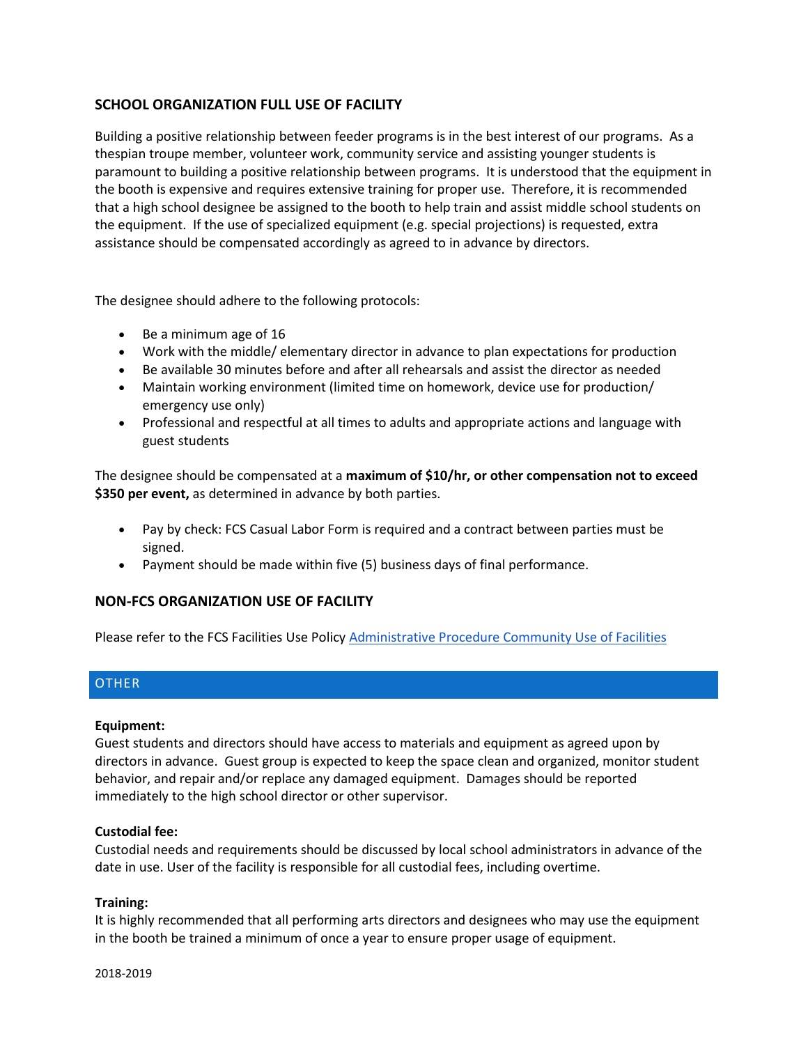## SCHOOL ORGANIZATION FULL USE OF FACILITY

Building a positive relationship between feeder programs is in the best interest of our programs. As a thespian troupe member, volunteer work, community service and assisting younger students is paramount to building a positive relationship between programs. It is understood that the equipment in the booth is expensive and requires extensive training for proper use. Therefore, it is recommended that a high school designee be assigned to the booth to help train and assist middle school students on the equipment. If the use of specialized equipment (e.g. special projections) is requested, extra assistance should be compensated accordingly as agreed to in advance by directors.

The designee should adhere to the following protocols:

- Be a minimum age of 16
- Work with the middle/ elementary director in advance to plan expectations for production
- Be available 30 minutes before and after all rehearsals and assist the director as needed
- Maintain working environment (limited time on homework, device use for production/ emergency use only)
- Professional and respectful at all times to adults and appropriate actions and language with guest students

The designee should be compensated at a **maximum of $10/hr, or other compensation not to exceed $350 per event,** as determined in advance by both parties.

- Pay by check: FCS Casual Labor Form is required and a contract between parties must be signed.
- Payment should be made within five (5) business days of final performance.

## NON-FCS ORGANIZATION USE OF FACILITY

Please refer to the FCS Facilities Use Policy [Administrative Procedure Community Use of Facilities]

## OTHER

**Equipment:**
Guest students and directors should have access to materials and equipment as agreed upon by directors in advance. Guest group is expected to keep the space clean and organized, monitor student behavior, and repair and/or replace any damaged equipment. Damages should be reported immediately to the high school director or other supervisor.

**Custodial fee:**
Custodial needs and requirements should be discussed by local school administrators in advance of the date in use. User of the facility is responsible for all custodial fees, including overtime.

**Training:**
It is highly recommended that all performing arts directors and designees who may use the equipment in the booth be trained a minimum of once a year to ensure proper usage of equipment.

2018-2019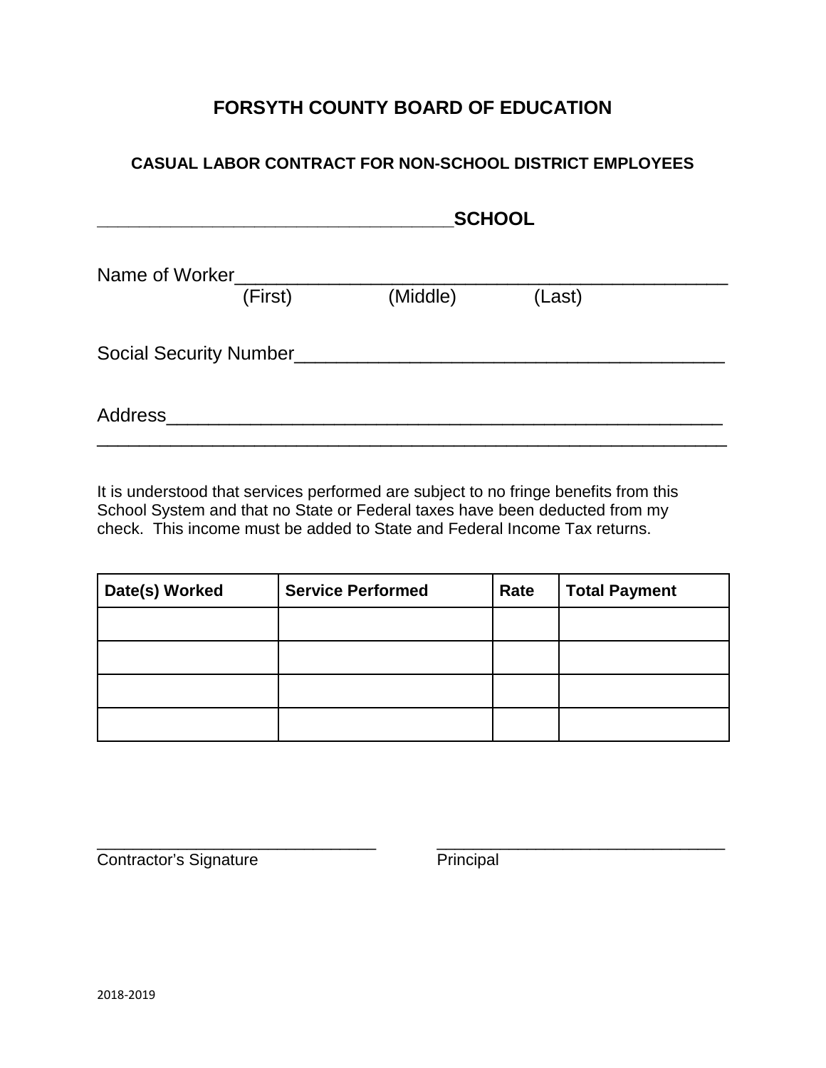# FORSYTH COUNTY BOARD OF EDUCATION

## CASUAL LABOR CONTRACT FOR NON-SCHOOL DISTRICT EMPLOYEES

**___________________________________SCHOOL**

Name of Worker_______________________________________________
(First) (Middle) (Last)

Social Security Number_________________________________________

Address_____________________________________________________
____________________________________________________________

It is understood that services performed are subject to no fringe benefits from this School System and that no State or Federal taxes have been deducted from my check. This income must be added to State and Federal Income Tax returns.

| Date(s) Worked | Service Performed | Rate | Total Payment |
|---|---|---|---|
| | | | |
| | | | |
| | | | |
| | | | |

_______________________________ Contractor's Signature

_______________________________ Principal

2018-2019